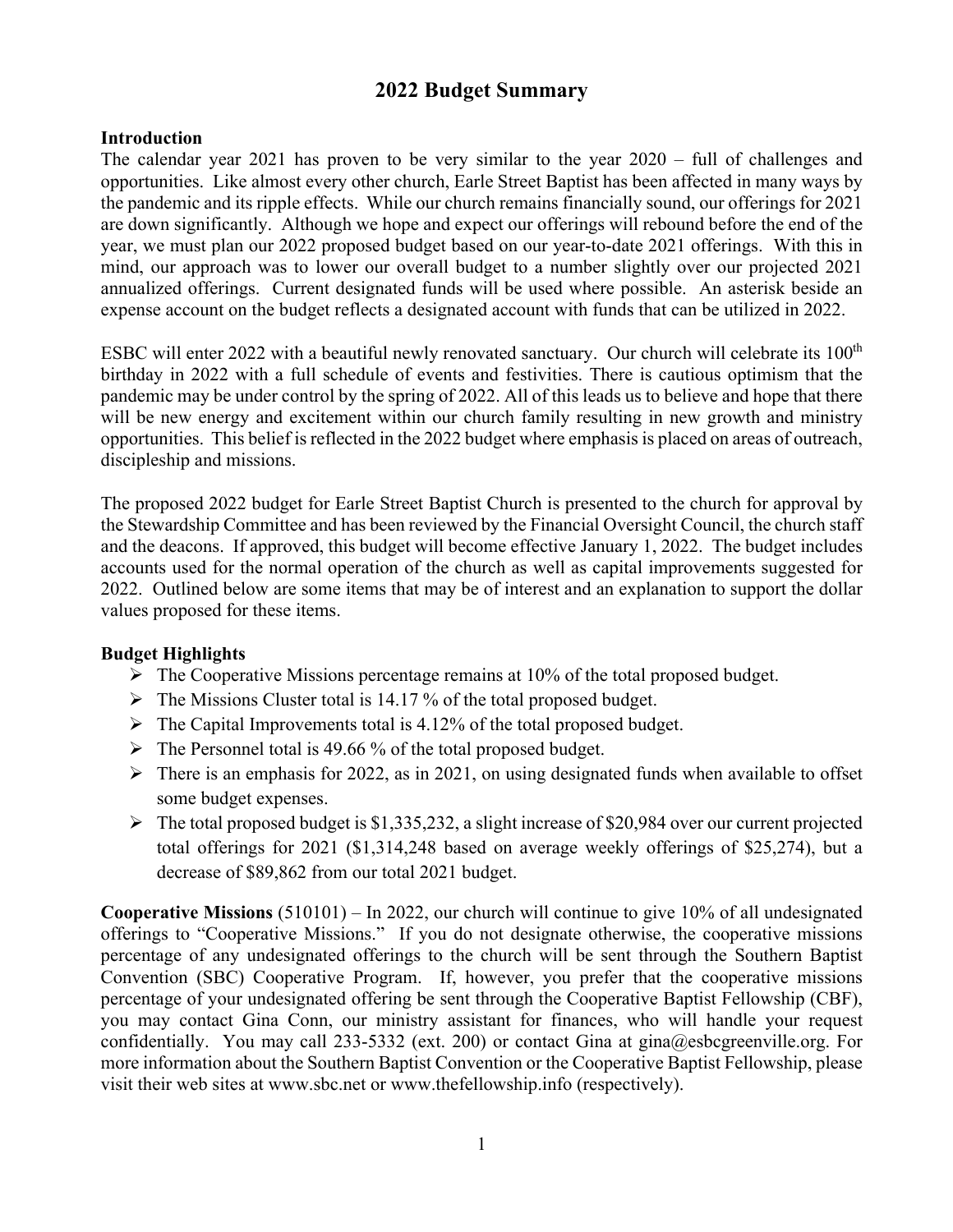# 2022 Budget Summary

**Introduction**

The calendar year 2021 has proven to be very similar to the year 2020 – full of challenges and opportunities. Like almost every other church, Earle Street Baptist has been affected in many ways by the pandemic and its ripple effects. While our church remains financially sound, our offerings for 2021 are down significantly. Although we hope and expect our offerings will rebound before the end of the year, we must plan our 2022 proposed budget based on our year-to-date 2021 offerings. With this in mind, our approach was to lower our overall budget to a number slightly over our projected 2021 annualized offerings. Current designated funds will be used where possible. An asterisk beside an expense account on the budget reflects a designated account with funds that can be utilized in 2022.

ESBC will enter 2022 with a beautiful newly renovated sanctuary. Our church will celebrate its 100th birthday in 2022 with a full schedule of events and festivities. There is cautious optimism that the pandemic may be under control by the spring of 2022. All of this leads us to believe and hope that there will be new energy and excitement within our church family resulting in new growth and ministry opportunities. This belief is reflected in the 2022 budget where emphasis is placed on areas of outreach, discipleship and missions.

The proposed 2022 budget for Earle Street Baptist Church is presented to the church for approval by the Stewardship Committee and has been reviewed by the Financial Oversight Council, the church staff and the deacons. If approved, this budget will become effective January 1, 2022. The budget includes accounts used for the normal operation of the church as well as capital improvements suggested for 2022. Outlined below are some items that may be of interest and an explanation to support the dollar values proposed for these items.

**Budget Highlights**

- The Cooperative Missions percentage remains at 10% of the total proposed budget.
- The Missions Cluster total is 14.17 % of the total proposed budget.
- The Capital Improvements total is 4.12% of the total proposed budget.
- The Personnel total is 49.66 % of the total proposed budget.
- There is an emphasis for 2022, as in 2021, on using designated funds when available to offset some budget expenses.
- The total proposed budget is $1,335,232, a slight increase of $20,984 over our current projected total offerings for 2021 ($1,314,248 based on average weekly offerings of $25,274), but a decrease of $89,862 from our total 2021 budget.

**Cooperative Missions** (510101) – In 2022, our church will continue to give 10% of all undesignated offerings to "Cooperative Missions." If you do not designate otherwise, the cooperative missions percentage of any undesignated offerings to the church will be sent through the Southern Baptist Convention (SBC) Cooperative Program. If, however, you prefer that the cooperative missions percentage of your undesignated offering be sent through the Cooperative Baptist Fellowship (CBF), you may contact Gina Conn, our ministry assistant for finances, who will handle your request confidentially. You may call 233-5332 (ext. 200) or contact Gina at gina@esbcgreenville.org. For more information about the Southern Baptist Convention or the Cooperative Baptist Fellowship, please visit their web sites at www.sbc.net or www.thefellowship.info (respectively).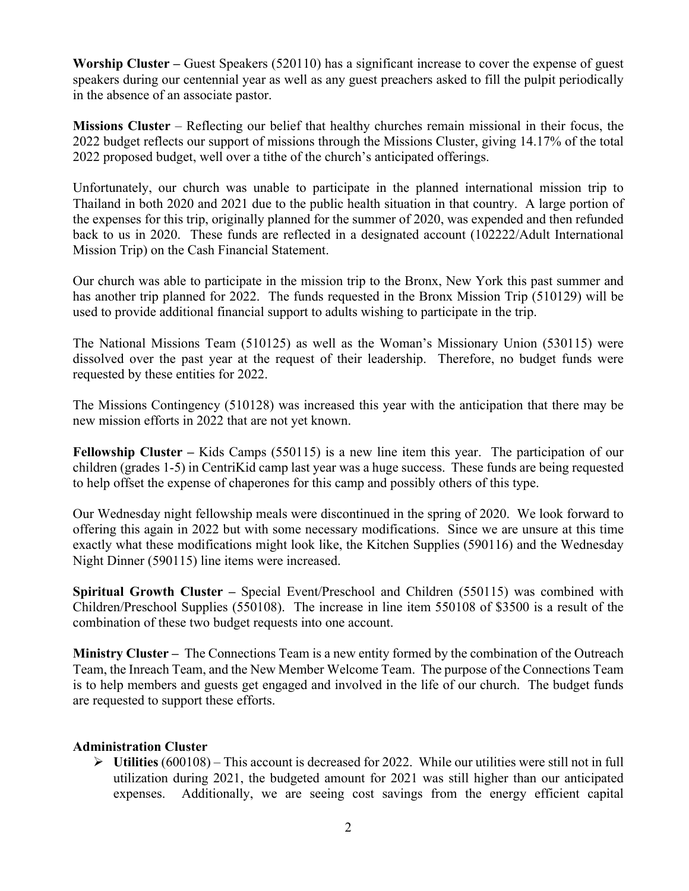**Worship Cluster –** Guest Speakers (520110) has a significant increase to cover the expense of guest speakers during our centennial year as well as any guest preachers asked to fill the pulpit periodically in the absence of an associate pastor.

**Missions Cluster** – Reflecting our belief that healthy churches remain missional in their focus, the 2022 budget reflects our support of missions through the Missions Cluster, giving 14.17% of the total 2022 proposed budget, well over a tithe of the church's anticipated offerings.

Unfortunately, our church was unable to participate in the planned international mission trip to Thailand in both 2020 and 2021 due to the public health situation in that country. A large portion of the expenses for this trip, originally planned for the summer of 2020, was expended and then refunded back to us in 2020. These funds are reflected in a designated account (102222/Adult International Mission Trip) on the Cash Financial Statement.

Our church was able to participate in the mission trip to the Bronx, New York this past summer and has another trip planned for 2022. The funds requested in the Bronx Mission Trip (510129) will be used to provide additional financial support to adults wishing to participate in the trip.

The National Missions Team (510125) as well as the Woman's Missionary Union (530115) were dissolved over the past year at the request of their leadership. Therefore, no budget funds were requested by these entities for 2022.

The Missions Contingency (510128) was increased this year with the anticipation that there may be new mission efforts in 2022 that are not yet known.

**Fellowship Cluster –** Kids Camps (550115) is a new line item this year. The participation of our children (grades 1-5) in CentriKid camp last year was a huge success. These funds are being requested to help offset the expense of chaperones for this camp and possibly others of this type.

Our Wednesday night fellowship meals were discontinued in the spring of 2020. We look forward to offering this again in 2022 but with some necessary modifications. Since we are unsure at this time exactly what these modifications might look like, the Kitchen Supplies (590116) and the Wednesday Night Dinner (590115) line items were increased.

**Spiritual Growth Cluster –** Special Event/Preschool and Children (550115) was combined with Children/Preschool Supplies (550108). The increase in line item 550108 of $3500 is a result of the combination of these two budget requests into one account.

**Ministry Cluster –** The Connections Team is a new entity formed by the combination of the Outreach Team, the Inreach Team, and the New Member Welcome Team. The purpose of the Connections Team is to help members and guests get engaged and involved in the life of our church. The budget funds are requested to support these efforts.

**Administration Cluster**

- **Utilities** (600108) – This account is decreased for 2022. While our utilities were still not in full utilization during 2021, the budgeted amount for 2021 was still higher than our anticipated expenses. Additionally, we are seeing cost savings from the energy efficient capital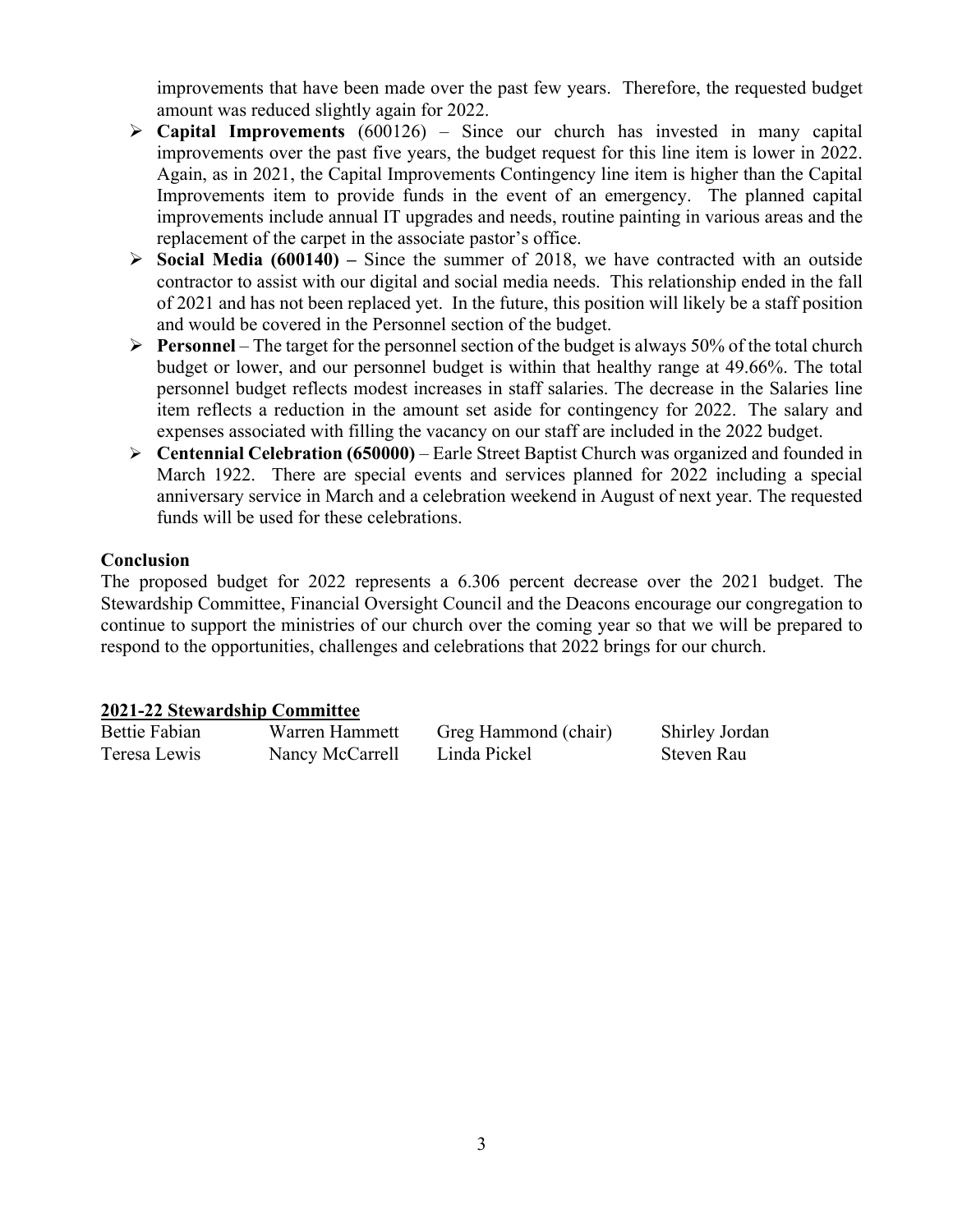improvements that have been made over the past few years. Therefore, the requested budget amount was reduced slightly again for 2022.

- **Capital Improvements** (600126) – Since our church has invested in many capital improvements over the past five years, the budget request for this line item is lower in 2022. Again, as in 2021, the Capital Improvements Contingency line item is higher than the Capital Improvements item to provide funds in the event of an emergency. The planned capital improvements include annual IT upgrades and needs, routine painting in various areas and the replacement of the carpet in the associate pastor's office.
- **Social Media (600140) –** Since the summer of 2018, we have contracted with an outside contractor to assist with our digital and social media needs. This relationship ended in the fall of 2021 and has not been replaced yet. In the future, this position will likely be a staff position and would be covered in the Personnel section of the budget.
- **Personnel** – The target for the personnel section of the budget is always 50% of the total church budget or lower, and our personnel budget is within that healthy range at 49.66%. The total personnel budget reflects modest increases in staff salaries. The decrease in the Salaries line item reflects a reduction in the amount set aside for contingency for 2022. The salary and expenses associated with filling the vacancy on our staff are included in the 2022 budget.
- **Centennial Celebration (650000)** – Earle Street Baptist Church was organized and founded in March 1922. There are special events and services planned for 2022 including a special anniversary service in March and a celebration weekend in August of next year. The requested funds will be used for these celebrations.

**Conclusion**

The proposed budget for 2022 represents a 6.306 percent decrease over the 2021 budget. The Stewardship Committee, Financial Oversight Council and the Deacons encourage our congregation to continue to support the ministries of our church over the coming year so that we will be prepared to respond to the opportunities, challenges and celebrations that 2022 brings for our church.

**2021-22 Stewardship Committee**

| | | | |
|---|---|---|---|
| Bettie Fabian | Warren Hammett | Greg Hammond (chair) | Shirley Jordan |
| Teresa Lewis | Nancy McCarrell | Linda Pickel | Steven Rau |